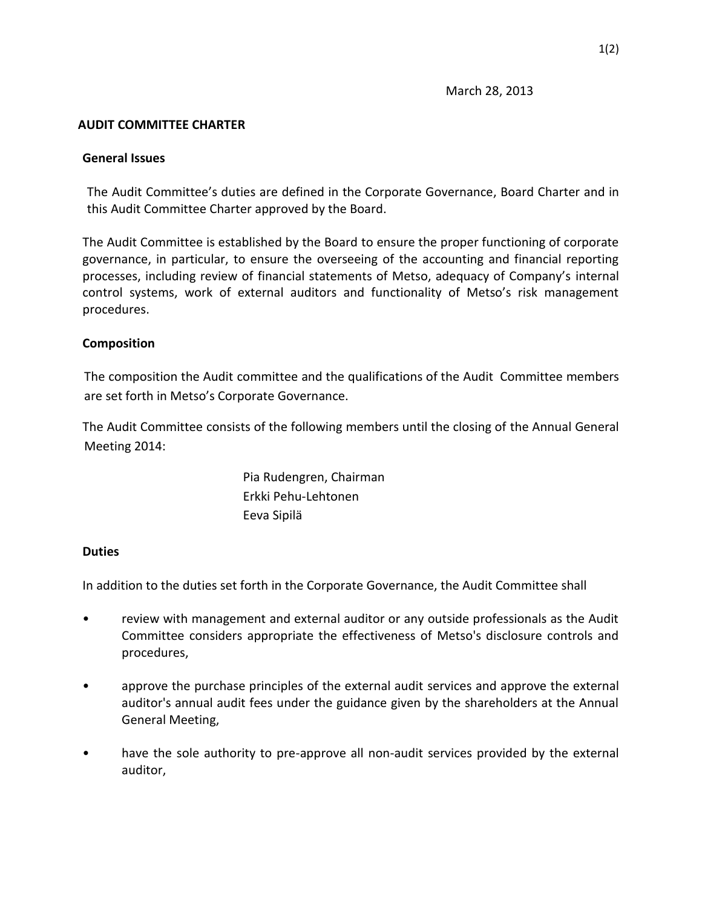March 28, 2013

# AUDIT COMMITTEE CHARTER

## General Issues

The Audit Committee's duties are defined in the Corporate Governance, Board Charter and in this Audit Committee Charter approved by the Board.

The Audit Committee is established by the Board to ensure the proper functioning of corporate governance, in particular, to ensure the overseeing of the accounting and financial reporting processes, including review of financial statements of Metso, adequacy of Company's internal control systems, work of external auditors and functionality of Metso's risk management procedures.

## Composition

The composition the Audit committee and the qualifications of the Audit Committee members are set forth in Metso's Corporate Governance.

The Audit Committee consists of the following members until the closing of the Annual General Meeting 2014:

Pia Rudengren, Chairman
Erkki Pehu-Lehtonen
Eeva Sipilä

## Duties

In addition to the duties set forth in the Corporate Governance, the Audit Committee shall

- review with management and external auditor or any outside professionals as the Audit Committee considers appropriate the effectiveness of Metso's disclosure controls and procedures,
- approve the purchase principles of the external audit services and approve the external auditor's annual audit fees under the guidance given by the shareholders at the Annual General Meeting,
- have the sole authority to pre-approve all non-audit services provided by the external auditor,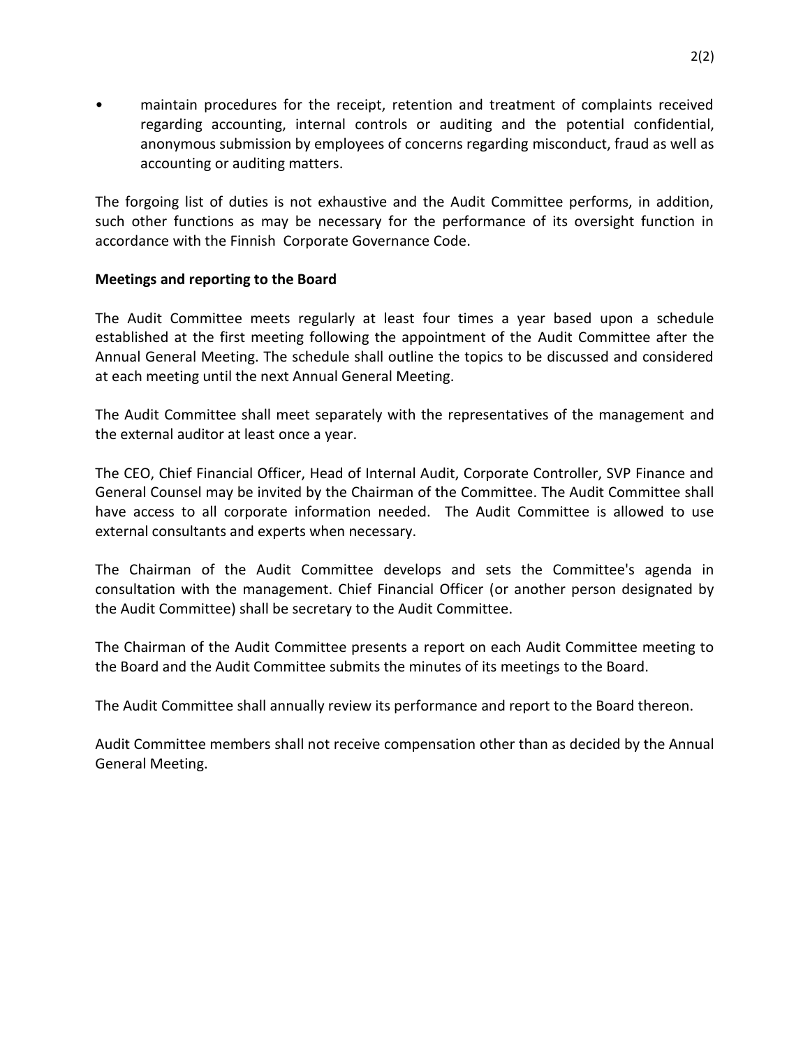- maintain procedures for the receipt, retention and treatment of complaints received regarding accounting, internal controls or auditing and the potential confidential, anonymous submission by employees of concerns regarding misconduct, fraud as well as accounting or auditing matters.

The forgoing list of duties is not exhaustive and the Audit Committee performs, in addition, such other functions as may be necessary for the performance of its oversight function in accordance with the Finnish Corporate Governance Code.

**Meetings and reporting to the Board**

The Audit Committee meets regularly at least four times a year based upon a schedule established at the first meeting following the appointment of the Audit Committee after the Annual General Meeting. The schedule shall outline the topics to be discussed and considered at each meeting until the next Annual General Meeting.

The Audit Committee shall meet separately with the representatives of the management and the external auditor at least once a year.

The CEO, Chief Financial Officer, Head of Internal Audit, Corporate Controller, SVP Finance and General Counsel may be invited by the Chairman of the Committee. The Audit Committee shall have access to all corporate information needed. The Audit Committee is allowed to use external consultants and experts when necessary.

The Chairman of the Audit Committee develops and sets the Committee's agenda in consultation with the management. Chief Financial Officer (or another person designated by the Audit Committee) shall be secretary to the Audit Committee.

The Chairman of the Audit Committee presents a report on each Audit Committee meeting to the Board and the Audit Committee submits the minutes of its meetings to the Board.

The Audit Committee shall annually review its performance and report to the Board thereon.

Audit Committee members shall not receive compensation other than as decided by the Annual General Meeting.